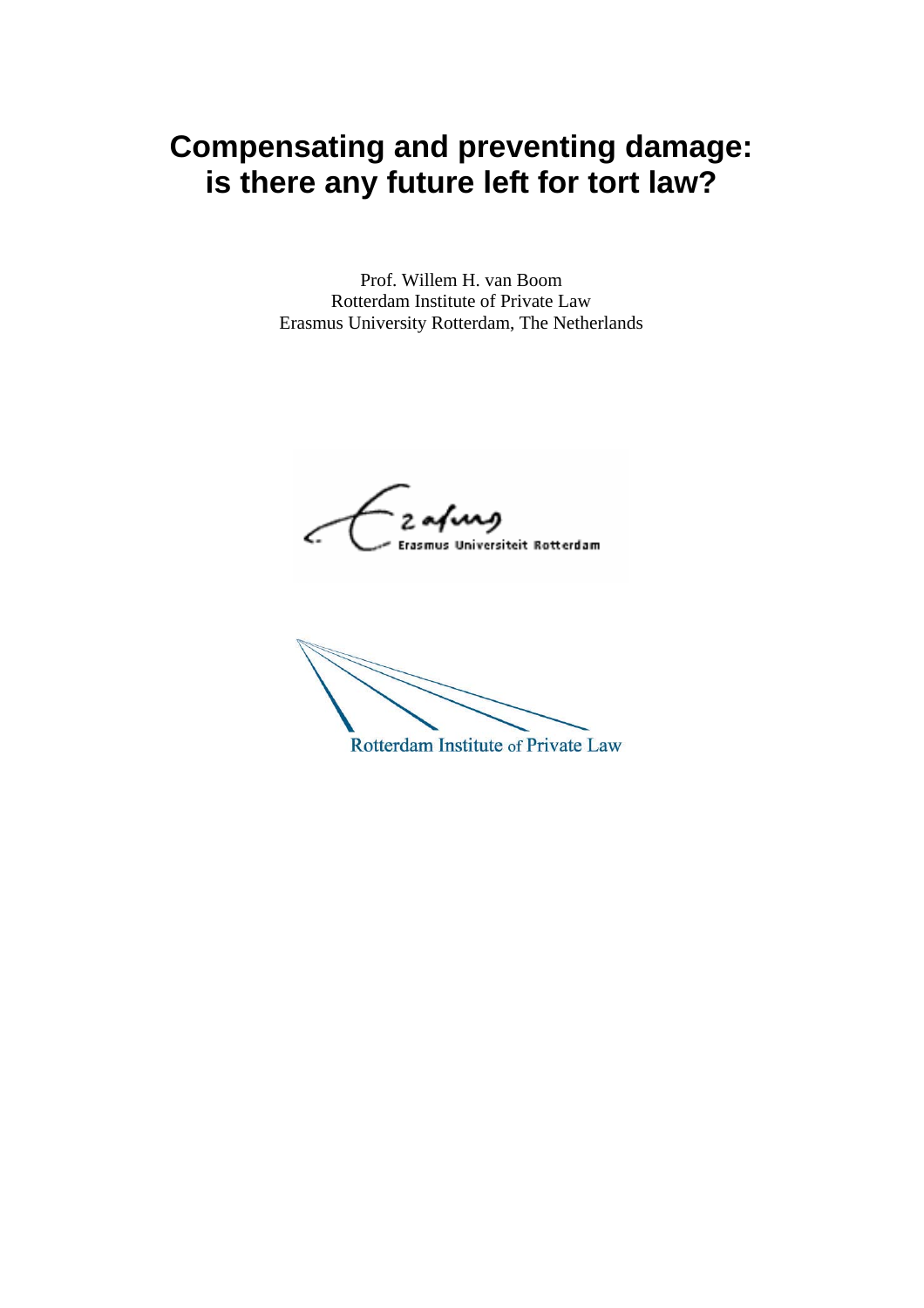# Compensating and preventing damage: is there any future left for tort law?

Prof. Willem H. van Boom
Rotterdam Institute of Private Law
Erasmus University Rotterdam, The Netherlands

Erasmus Universiteit Rotterdam

Rotterdam Institute of Private Law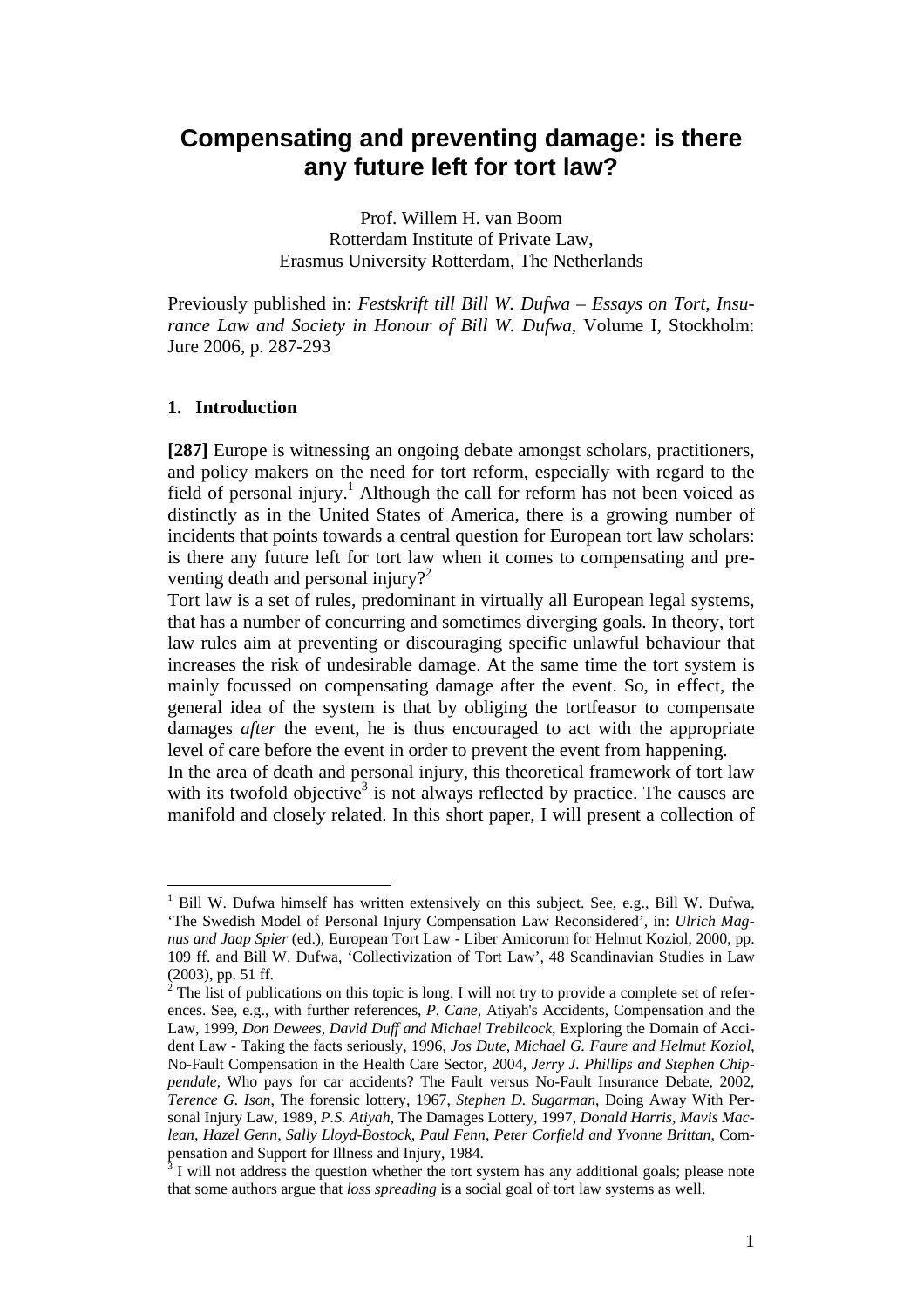# Compensating and preventing damage: is there any future left for tort law?

Prof. Willem H. van Boom
Rotterdam Institute of Private Law,
Erasmus University Rotterdam, The Netherlands

Previously published in: *Festskrift till Bill W. Dufwa – Essays on Tort, Insurance Law and Society in Honour of Bill W. Dufwa*, Volume I, Stockholm: Jure 2006, p. 287-293

## 1. Introduction

**[287]** Europe is witnessing an ongoing debate amongst scholars, practitioners, and policy makers on the need for tort reform, especially with regard to the field of personal injury.[1] Although the call for reform has not been voiced as distinctly as in the United States of America, there is a growing number of incidents that points towards a central question for European tort law scholars: is there any future left for tort law when it comes to compensating and preventing death and personal injury?[2]

Tort law is a set of rules, predominant in virtually all European legal systems, that has a number of concurring and sometimes diverging goals. In theory, tort law rules aim at preventing or discouraging specific unlawful behaviour that increases the risk of undesirable damage. At the same time the tort system is mainly focussed on compensating damage after the event. So, in effect, the general idea of the system is that by obliging the tortfeasor to compensate damages *after* the event, he is thus encouraged to act with the appropriate level of care before the event in order to prevent the event from happening.

In the area of death and personal injury, this theoretical framework of tort law with its twofold objective[3] is not always reflected by practice. The causes are manifold and closely related. In this short paper, I will present a collection of

[1] Bill W. Dufwa himself has written extensively on this subject. See, e.g., Bill W. Dufwa, 'The Swedish Model of Personal Injury Compensation Law Reconsidered', in: *Ulrich Magnus and Jaap Spier* (ed.), European Tort Law - Liber Amicorum for Helmut Koziol, 2000, pp. 109 ff. and Bill W. Dufwa, 'Collectivization of Tort Law', 48 Scandinavian Studies in Law (2003), pp. 51 ff.

[2] The list of publications on this topic is long. I will not try to provide a complete set of references. See, e.g., with further references, *P. Cane*, Atiyah's Accidents, Compensation and the Law, 1999, *Don Dewees, David Duff and Michael Trebilcock*, Exploring the Domain of Accident Law - Taking the facts seriously, 1996, *Jos Dute, Michael G. Faure and Helmut Koziol*, No-Fault Compensation in the Health Care Sector, 2004, *Jerry J. Phillips and Stephen Chippendale*, Who pays for car accidents? The Fault versus No-Fault Insurance Debate, 2002, *Terence G. Ison*, The forensic lottery, 1967, *Stephen D. Sugarman*, Doing Away With Personal Injury Law, 1989, *P.S. Atiyah*, The Damages Lottery, 1997, *Donald Harris, Mavis Maclean, Hazel Genn, Sally Lloyd-Bostock, Paul Fenn, Peter Corfield and Yvonne Brittan*, Compensation and Support for Illness and Injury, 1984.

[3] I will not address the question whether the tort system has any additional goals; please note that some authors argue that *loss spreading* is a social goal of tort law systems as well.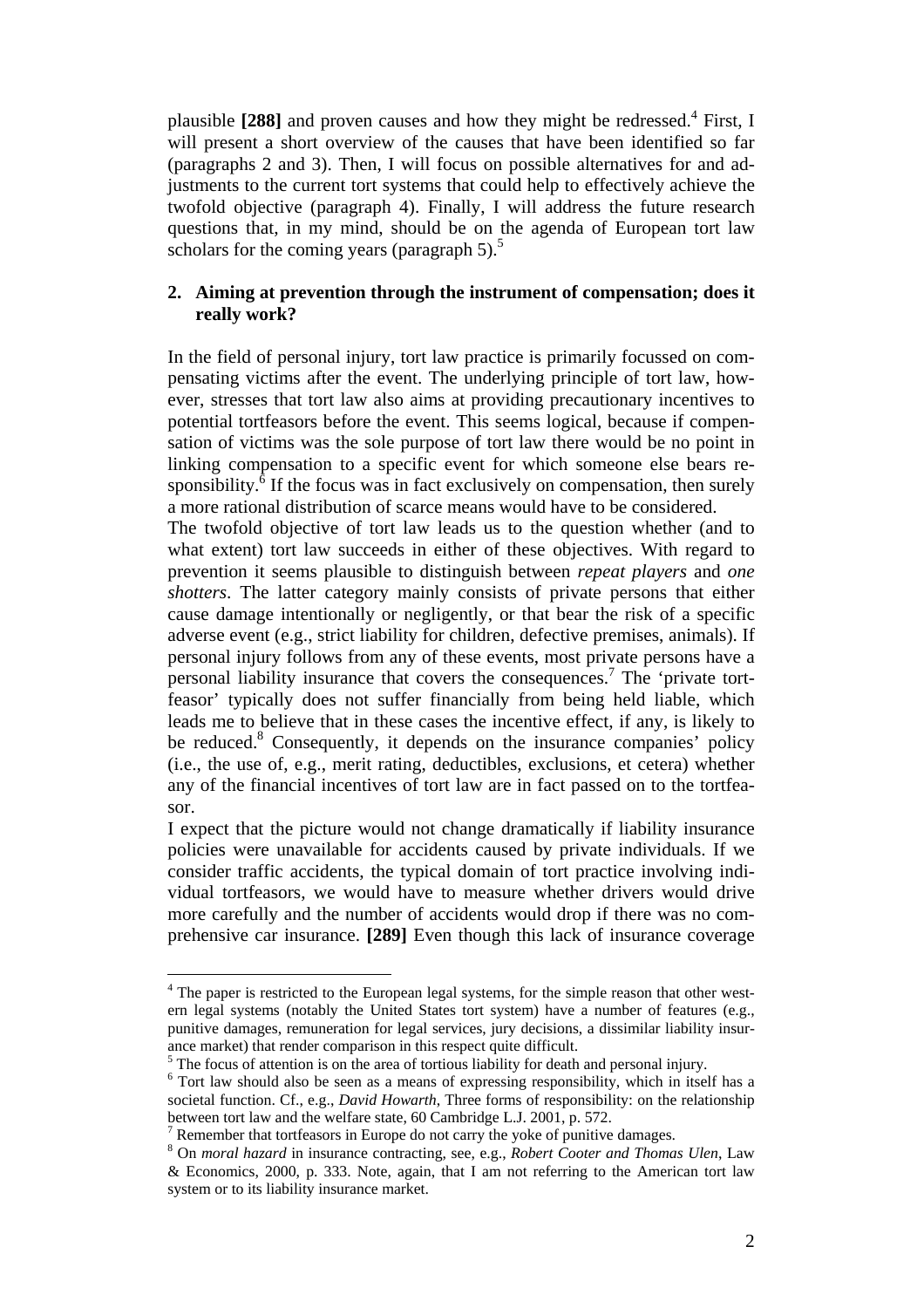plausible **[288]** and proven causes and how they might be redressed.[4] First, I will present a short overview of the causes that have been identified so far (paragraphs 2 and 3). Then, I will focus on possible alternatives for and adjustments to the current tort systems that could help to effectively achieve the twofold objective (paragraph 4). Finally, I will address the future research questions that, in my mind, should be on the agenda of European tort law scholars for the coming years (paragraph 5).[5]

## 2. Aiming at prevention through the instrument of compensation; does it really work?

In the field of personal injury, tort law practice is primarily focussed on compensating victims after the event. The underlying principle of tort law, however, stresses that tort law also aims at providing precautionary incentives to potential tortfeasors before the event. This seems logical, because if compensation of victims was the sole purpose of tort law there would be no point in linking compensation to a specific event for which someone else bears responsibility.[6] If the focus was in fact exclusively on compensation, then surely a more rational distribution of scarce means would have to be considered.

The twofold objective of tort law leads us to the question whether (and to what extent) tort law succeeds in either of these objectives. With regard to prevention it seems plausible to distinguish between *repeat players* and *one shotters*. The latter category mainly consists of private persons that either cause damage intentionally or negligently, or that bear the risk of a specific adverse event (e.g., strict liability for children, defective premises, animals). If personal injury follows from any of these events, most private persons have a personal liability insurance that covers the consequences.[7] The 'private tortfeasor' typically does not suffer financially from being held liable, which leads me to believe that in these cases the incentive effect, if any, is likely to be reduced.[8] Consequently, it depends on the insurance companies' policy (i.e., the use of, e.g., merit rating, deductibles, exclusions, et cetera) whether any of the financial incentives of tort law are in fact passed on to the tortfeasor.

I expect that the picture would not change dramatically if liability insurance policies were unavailable for accidents caused by private individuals. If we consider traffic accidents, the typical domain of tort practice involving individual tortfeasors, we would have to measure whether drivers would drive more carefully and the number of accidents would drop if there was no comprehensive car insurance. **[289]** Even though this lack of insurance coverage

---

[4] The paper is restricted to the European legal systems, for the simple reason that other western legal systems (notably the United States tort system) have a number of features (e.g., punitive damages, remuneration for legal services, jury decisions, a dissimilar liability insurance market) that render comparison in this respect quite difficult.

[5] The focus of attention is on the area of tortious liability for death and personal injury.

[6] Tort law should also be seen as a means of expressing responsibility, which in itself has a societal function. Cf., e.g., *David Howarth*, Three forms of responsibility: on the relationship between tort law and the welfare state, 60 Cambridge L.J. 2001, p. 572.

[7] Remember that tortfeasors in Europe do not carry the yoke of punitive damages.

[8] On *moral hazard* in insurance contracting, see, e.g., *Robert Cooter and Thomas Ulen*, Law & Economics, 2000, p. 333. Note, again, that I am not referring to the American tort law system or to its liability insurance market.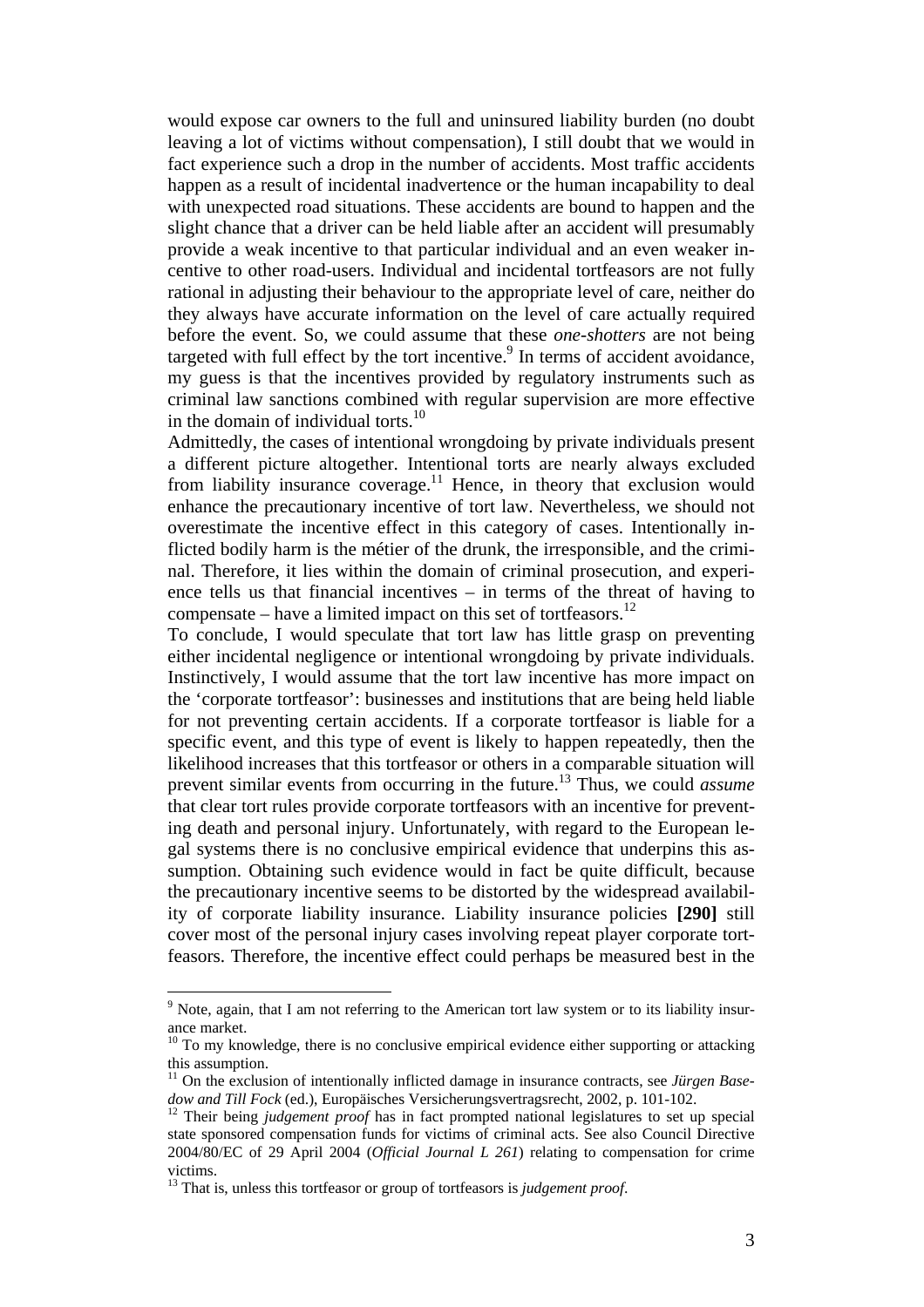would expose car owners to the full and uninsured liability burden (no doubt leaving a lot of victims without compensation), I still doubt that we would in fact experience such a drop in the number of accidents. Most traffic accidents happen as a result of incidental inadvertence or the human incapability to deal with unexpected road situations. These accidents are bound to happen and the slight chance that a driver can be held liable after an accident will presumably provide a weak incentive to that particular individual and an even weaker incentive to other road-users. Individual and incidental tortfeasors are not fully rational in adjusting their behaviour to the appropriate level of care, neither do they always have accurate information on the level of care actually required before the event. So, we could assume that these *one-shotters* are not being targeted with full effect by the tort incentive.[9] In terms of accident avoidance, my guess is that the incentives provided by regulatory instruments such as criminal law sanctions combined with regular supervision are more effective in the domain of individual torts.[10]

Admittedly, the cases of intentional wrongdoing by private individuals present a different picture altogether. Intentional torts are nearly always excluded from liability insurance coverage.[11] Hence, in theory that exclusion would enhance the precautionary incentive of tort law. Nevertheless, we should not overestimate the incentive effect in this category of cases. Intentionally inflicted bodily harm is the métier of the drunk, the irresponsible, and the criminal. Therefore, it lies within the domain of criminal prosecution, and experience tells us that financial incentives – in terms of the threat of having to compensate – have a limited impact on this set of tortfeasors.[12]

To conclude, I would speculate that tort law has little grasp on preventing either incidental negligence or intentional wrongdoing by private individuals. Instinctively, I would assume that the tort law incentive has more impact on the 'corporate tortfeasor': businesses and institutions that are being held liable for not preventing certain accidents. If a corporate tortfeasor is liable for a specific event, and this type of event is likely to happen repeatedly, then the likelihood increases that this tortfeasor or others in a comparable situation will prevent similar events from occurring in the future.[13] Thus, we could *assume* that clear tort rules provide corporate tortfeasors with an incentive for preventing death and personal injury. Unfortunately, with regard to the European legal systems there is no conclusive empirical evidence that underpins this assumption. Obtaining such evidence would in fact be quite difficult, because the precautionary incentive seems to be distorted by the widespread availability of corporate liability insurance. Liability insurance policies **[290]** still cover most of the personal injury cases involving repeat player corporate tortfeasors. Therefore, the incentive effect could perhaps be measured best in the

---

[9] Note, again, that I am not referring to the American tort law system or to its liability insurance market.

[10] To my knowledge, there is no conclusive empirical evidence either supporting or attacking this assumption.

[11] On the exclusion of intentionally inflicted damage in insurance contracts, see *Jürgen Basedow and Till Fock* (ed.), Europäisches Versicherungsvertragsrecht, 2002, p. 101-102.

[12] Their being *judgement proof* has in fact prompted national legislatures to set up special state sponsored compensation funds for victims of criminal acts. See also Council Directive 2004/80/EC of 29 April 2004 (*Official Journal L 261*) relating to compensation for crime victims.

[13] That is, unless this tortfeasor or group of tortfeasors is *judgement proof*.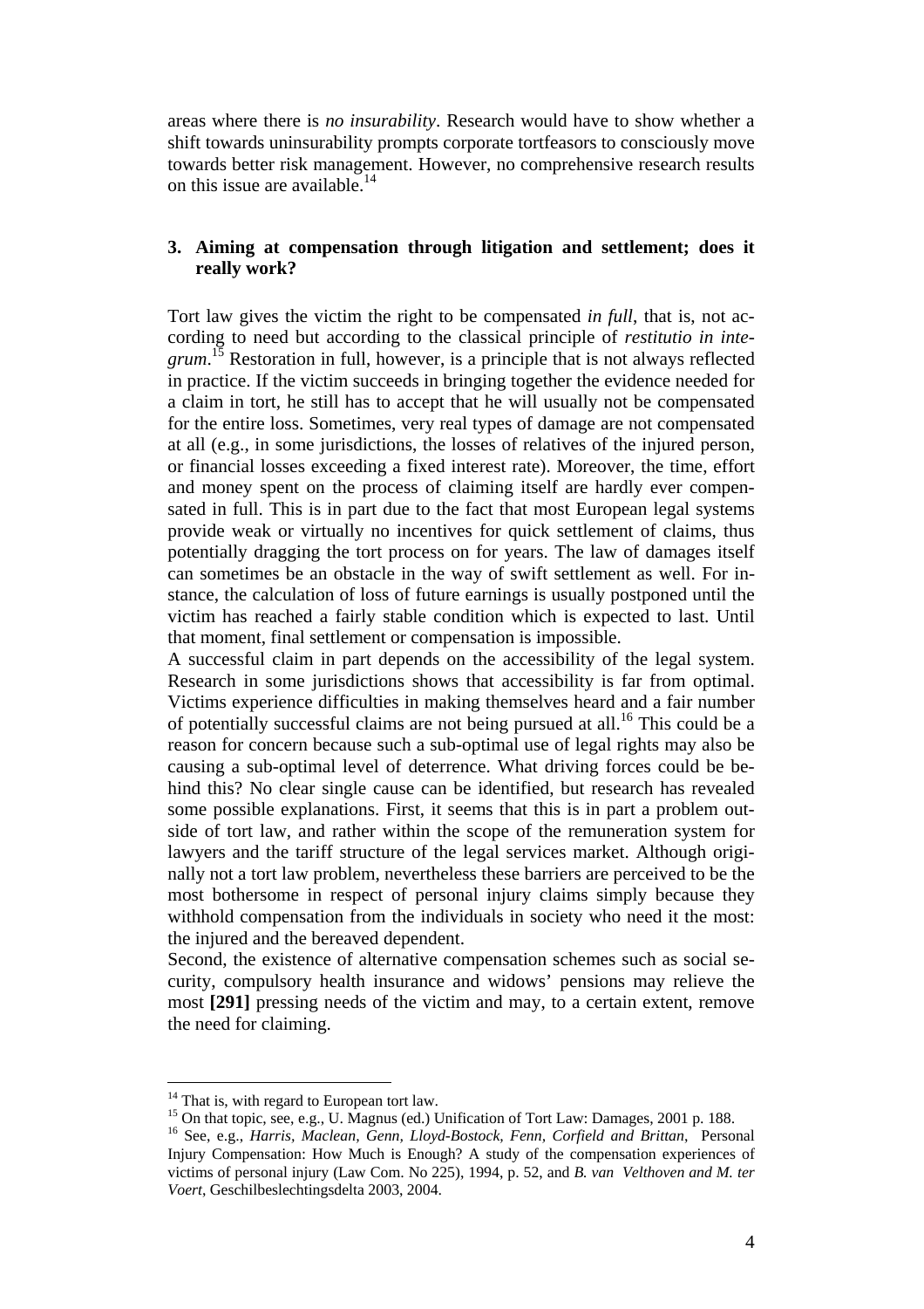areas where there is *no insurability*. Research would have to show whether a shift towards uninsurability prompts corporate tortfeasors to consciously move towards better risk management. However, no comprehensive research results on this issue are available.[14]

### 3. Aiming at compensation through litigation and settlement; does it really work?

Tort law gives the victim the right to be compensated *in full*, that is, not according to need but according to the classical principle of *restitutio in integrum*.[15] Restoration in full, however, is a principle that is not always reflected in practice. If the victim succeeds in bringing together the evidence needed for a claim in tort, he still has to accept that he will usually not be compensated for the entire loss. Sometimes, very real types of damage are not compensated at all (e.g., in some jurisdictions, the losses of relatives of the injured person, or financial losses exceeding a fixed interest rate). Moreover, the time, effort and money spent on the process of claiming itself are hardly ever compensated in full. This is in part due to the fact that most European legal systems provide weak or virtually no incentives for quick settlement of claims, thus potentially dragging the tort process on for years. The law of damages itself can sometimes be an obstacle in the way of swift settlement as well. For instance, the calculation of loss of future earnings is usually postponed until the victim has reached a fairly stable condition which is expected to last. Until that moment, final settlement or compensation is impossible.

A successful claim in part depends on the accessibility of the legal system. Research in some jurisdictions shows that accessibility is far from optimal. Victims experience difficulties in making themselves heard and a fair number of potentially successful claims are not being pursued at all.[16] This could be a reason for concern because such a sub-optimal use of legal rights may also be causing a sub-optimal level of deterrence. What driving forces could be behind this? No clear single cause can be identified, but research has revealed some possible explanations. First, it seems that this is in part a problem outside of tort law, and rather within the scope of the remuneration system for lawyers and the tariff structure of the legal services market. Although originally not a tort law problem, nevertheless these barriers are perceived to be the most bothersome in respect of personal injury claims simply because they withhold compensation from the individuals in society who need it the most: the injured and the bereaved dependent.

Second, the existence of alternative compensation schemes such as social security, compulsory health insurance and widows' pensions may relieve the most **[291]** pressing needs of the victim and may, to a certain extent, remove the need for claiming.

---

[14] That is, with regard to European tort law.

[15] On that topic, see, e.g., U. Magnus (ed.) Unification of Tort Law: Damages, 2001 p. 188.

[16] See, e.g., *Harris, Maclean, Genn, Lloyd-Bostock, Fenn, Corfield and Brittan*, Personal Injury Compensation: How Much is Enough? A study of the compensation experiences of victims of personal injury (Law Com. No 225), 1994, p. 52, and *B. van Velthoven and M. ter Voert*, Geschilbeslechtingsdelta 2003, 2004.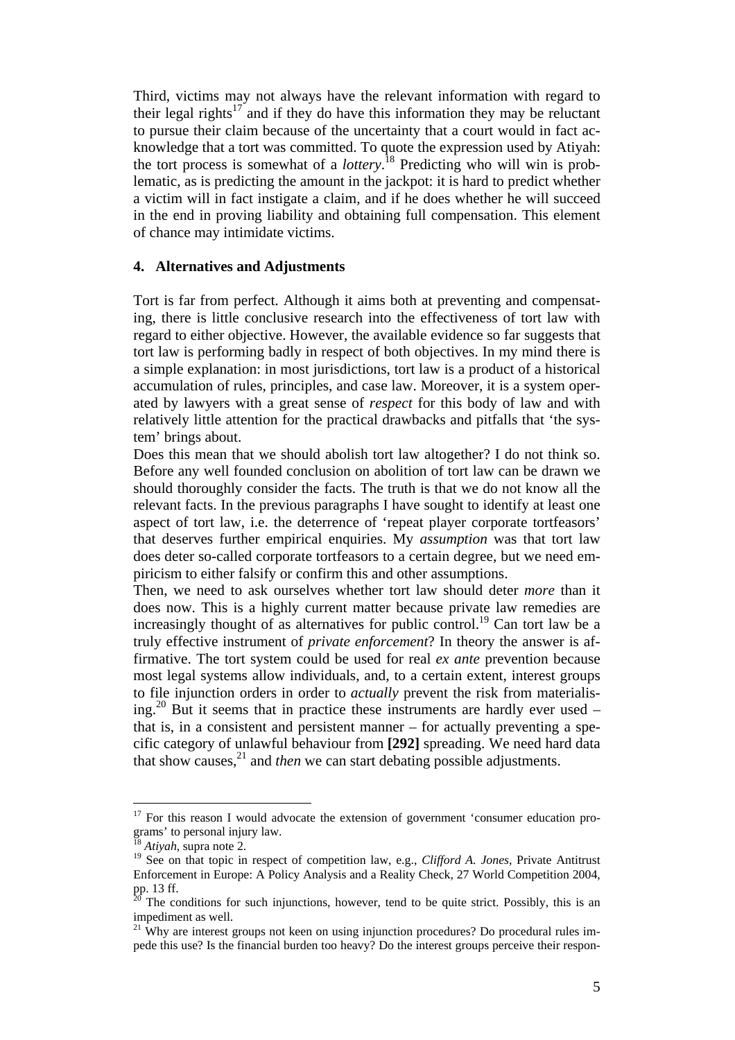Third, victims may not always have the relevant information with regard to their legal rights[17] and if they do have this information they may be reluctant to pursue their claim because of the uncertainty that a court would in fact acknowledge that a tort was committed. To quote the expression used by Atiyah: the tort process is somewhat of a *lottery*.[18] Predicting who will win is problematic, as is predicting the amount in the jackpot: it is hard to predict whether a victim will in fact instigate a claim, and if he does whether he will succeed in the end in proving liability and obtaining full compensation. This element of chance may intimidate victims.

## 4. Alternatives and Adjustments

Tort is far from perfect. Although it aims both at preventing and compensating, there is little conclusive research into the effectiveness of tort law with regard to either objective. However, the available evidence so far suggests that tort law is performing badly in respect of both objectives. In my mind there is a simple explanation: in most jurisdictions, tort law is a product of a historical accumulation of rules, principles, and case law. Moreover, it is a system operated by lawyers with a great sense of *respect* for this body of law and with relatively little attention for the practical drawbacks and pitfalls that 'the system' brings about.

Does this mean that we should abolish tort law altogether? I do not think so. Before any well founded conclusion on abolition of tort law can be drawn we should thoroughly consider the facts. The truth is that we do not know all the relevant facts. In the previous paragraphs I have sought to identify at least one aspect of tort law, i.e. the deterrence of 'repeat player corporate tortfeasors' that deserves further empirical enquiries. My *assumption* was that tort law does deter so-called corporate tortfeasors to a certain degree, but we need empiricism to either falsify or confirm this and other assumptions.

Then, we need to ask ourselves whether tort law should deter *more* than it does now. This is a highly current matter because private law remedies are increasingly thought of as alternatives for public control.[19] Can tort law be a truly effective instrument of *private enforcement*? In theory the answer is affirmative. The tort system could be used for real *ex ante* prevention because most legal systems allow individuals, and, to a certain extent, interest groups to file injunction orders in order to *actually* prevent the risk from materialising.[20] But it seems that in practice these instruments are hardly ever used – that is, in a consistent and persistent manner – for actually preventing a specific category of unlawful behaviour from **[292]** spreading. We need hard data that show causes,[21] and *then* we can start debating possible adjustments.

---

[17] For this reason I would advocate the extension of government 'consumer education programs' to personal injury law.

[18] *Atiyah*, supra note 2.

[19] See on that topic in respect of competition law, e.g., *Clifford A. Jones*, Private Antitrust Enforcement in Europe: A Policy Analysis and a Reality Check, 27 World Competition 2004, pp. 13 ff.

[20] The conditions for such injunctions, however, tend to be quite strict. Possibly, this is an impediment as well.

[21] Why are interest groups not keen on using injunction procedures? Do procedural rules impede this use? Is the financial burden too heavy? Do the interest groups perceive their respon-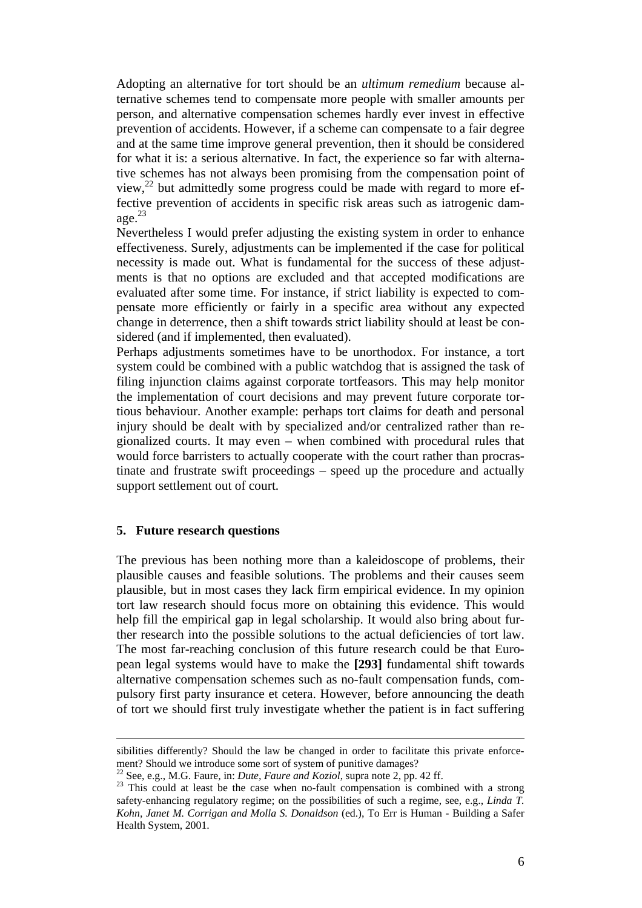Adopting an alternative for tort should be an *ultimum remedium* because alternative schemes tend to compensate more people with smaller amounts per person, and alternative compensation schemes hardly ever invest in effective prevention of accidents. However, if a scheme can compensate to a fair degree and at the same time improve general prevention, then it should be considered for what it is: a serious alternative. In fact, the experience so far with alternative schemes has not always been promising from the compensation point of view,[22] but admittedly some progress could be made with regard to more effective prevention of accidents in specific risk areas such as iatrogenic damage.[23]

Nevertheless I would prefer adjusting the existing system in order to enhance effectiveness. Surely, adjustments can be implemented if the case for political necessity is made out. What is fundamental for the success of these adjustments is that no options are excluded and that accepted modifications are evaluated after some time. For instance, if strict liability is expected to compensate more efficiently or fairly in a specific area without any expected change in deterrence, then a shift towards strict liability should at least be considered (and if implemented, then evaluated).

Perhaps adjustments sometimes have to be unorthodox. For instance, a tort system could be combined with a public watchdog that is assigned the task of filing injunction claims against corporate tortfeasors. This may help monitor the implementation of court decisions and may prevent future corporate tortious behaviour. Another example: perhaps tort claims for death and personal injury should be dealt with by specialized and/or centralized rather than regionalized courts. It may even – when combined with procedural rules that would force barristers to actually cooperate with the court rather than procrastinate and frustrate swift proceedings – speed up the procedure and actually support settlement out of court.

## 5. Future research questions

The previous has been nothing more than a kaleidoscope of problems, their plausible causes and feasible solutions. The problems and their causes seem plausible, but in most cases they lack firm empirical evidence. In my opinion tort law research should focus more on obtaining this evidence. This would help fill the empirical gap in legal scholarship. It would also bring about further research into the possible solutions to the actual deficiencies of tort law. The most far-reaching conclusion of this future research could be that European legal systems would have to make the **[293]** fundamental shift towards alternative compensation schemes such as no-fault compensation funds, compulsory first party insurance et cetera. However, before announcing the death of tort we should first truly investigate whether the patient is in fact suffering

---

sibilities differently? Should the law be changed in order to facilitate this private enforcement? Should we introduce some sort of system of punitive damages?

[22] See, e.g., M.G. Faure, in: *Dute, Faure and Koziol*, supra note 2, pp. 42 ff.

[23] This could at least be the case when no-fault compensation is combined with a strong safety-enhancing regulatory regime; on the possibilities of such a regime, see, e.g., *Linda T. Kohn, Janet M. Corrigan and Molla S. Donaldson* (ed.), To Err is Human - Building a Safer Health System, 2001.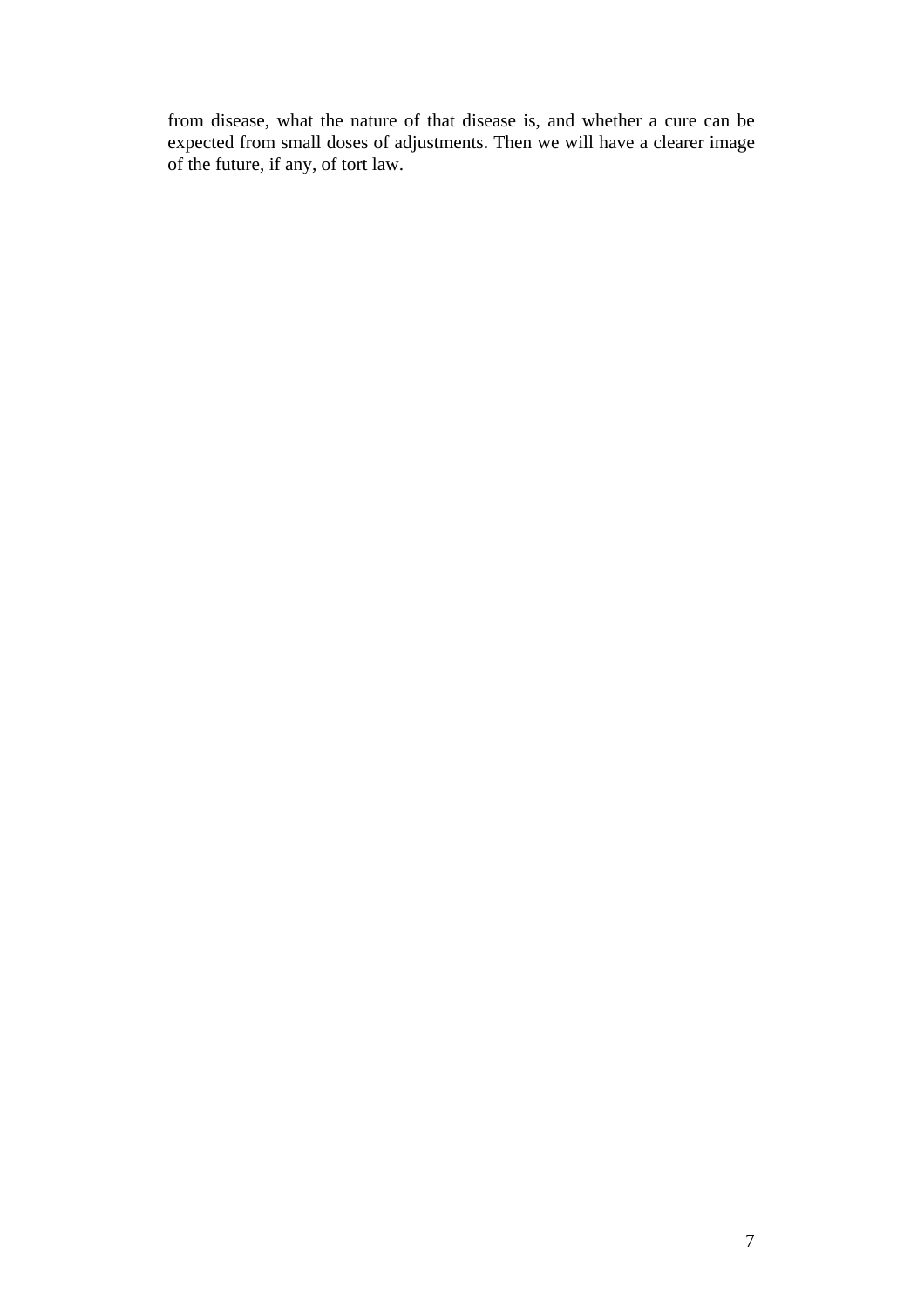from disease, what the nature of that disease is, and whether a cure can be expected from small doses of adjustments. Then we will have a clearer image of the future, if any, of tort law.